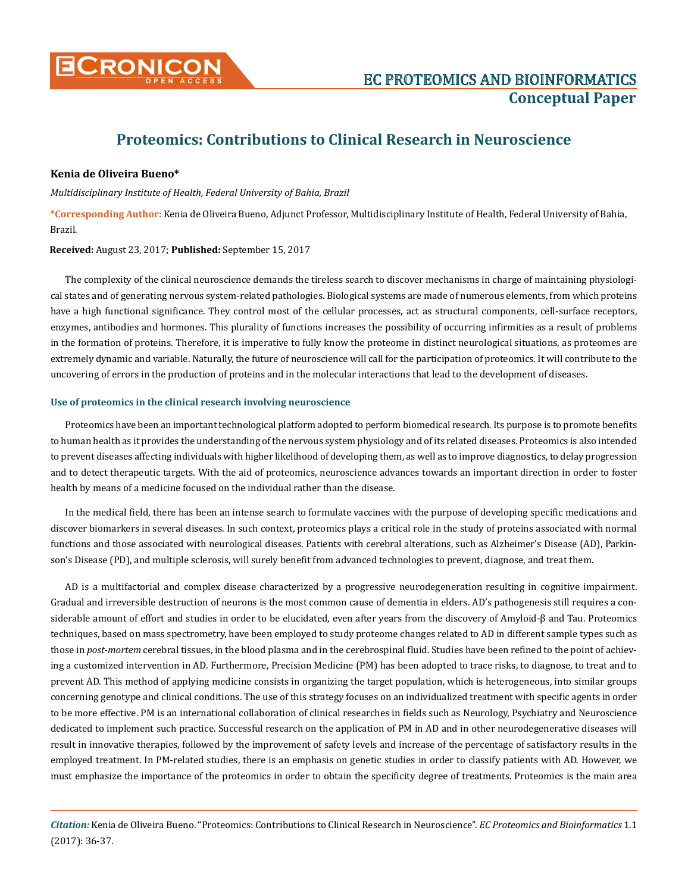# Proteomics: Contributions to Clinical Research in Neuroscience

**Kenia de Oliveira Bueno***

*Multidisciplinary Institute of Health, Federal University of Bahia, Brazil*

**\*Corresponding Author:** Kenia de Oliveira Bueno, Adjunct Professor, Multidisciplinary Institute of Health, Federal University of Bahia, Brazil.

**Received:** August 23, 2017; **Published:** September 15, 2017

The complexity of the clinical neuroscience demands the tireless search to discover mechanisms in charge of maintaining physiological states and of generating nervous system-related pathologies. Biological systems are made of numerous elements, from which proteins have a high functional significance. They control most of the cellular processes, act as structural components, cell-surface receptors, enzymes, antibodies and hormones. This plurality of functions increases the possibility of occurring infirmities as a result of problems in the formation of proteins. Therefore, it is imperative to fully know the proteome in distinct neurological situations, as proteomes are extremely dynamic and variable. Naturally, the future of neuroscience will call for the participation of proteomics. It will contribute to the uncovering of errors in the production of proteins and in the molecular interactions that lead to the development of diseases.

## Use of proteomics in the clinical research involving neuroscience

Proteomics have been an important technological platform adopted to perform biomedical research. Its purpose is to promote benefits to human health as it provides the understanding of the nervous system physiology and of its related diseases. Proteomics is also intended to prevent diseases affecting individuals with higher likelihood of developing them, as well as to improve diagnostics, to delay progression and to detect therapeutic targets. With the aid of proteomics, neuroscience advances towards an important direction in order to foster health by means of a medicine focused on the individual rather than the disease.

In the medical field, there has been an intense search to formulate vaccines with the purpose of developing specific medications and discover biomarkers in several diseases. In such context, proteomics plays a critical role in the study of proteins associated with normal functions and those associated with neurological diseases. Patients with cerebral alterations, such as Alzheimer's Disease (AD), Parkinson's Disease (PD), and multiple sclerosis, will surely benefit from advanced technologies to prevent, diagnose, and treat them.

AD is a multifactorial and complex disease characterized by a progressive neurodegeneration resulting in cognitive impairment. Gradual and irreversible destruction of neurons is the most common cause of dementia in elders. AD's pathogenesis still requires a considerable amount of effort and studies in order to be elucidated, even after years from the discovery of Amyloid-β and Tau. Proteomics techniques, based on mass spectrometry, have been employed to study proteome changes related to AD in different sample types such as those in *post-mortem* cerebral tissues, in the blood plasma and in the cerebrospinal fluid. Studies have been refined to the point of achieving a customized intervention in AD. Furthermore, Precision Medicine (PM) has been adopted to trace risks, to diagnose, to treat and to prevent AD. This method of applying medicine consists in organizing the target population, which is heterogeneous, into similar groups concerning genotype and clinical conditions. The use of this strategy focuses on an individualized treatment with specific agents in order to be more effective. PM is an international collaboration of clinical researches in fields such as Neurology, Psychiatry and Neuroscience dedicated to implement such practice. Successful research on the application of PM in AD and in other neurodegenerative diseases will result in innovative therapies, followed by the improvement of safety levels and increase of the percentage of satisfactory results in the employed treatment. In PM-related studies, there is an emphasis on genetic studies in order to classify patients with AD. However, we must emphasize the importance of the proteomics in order to obtain the specificity degree of treatments. Proteomics is the main area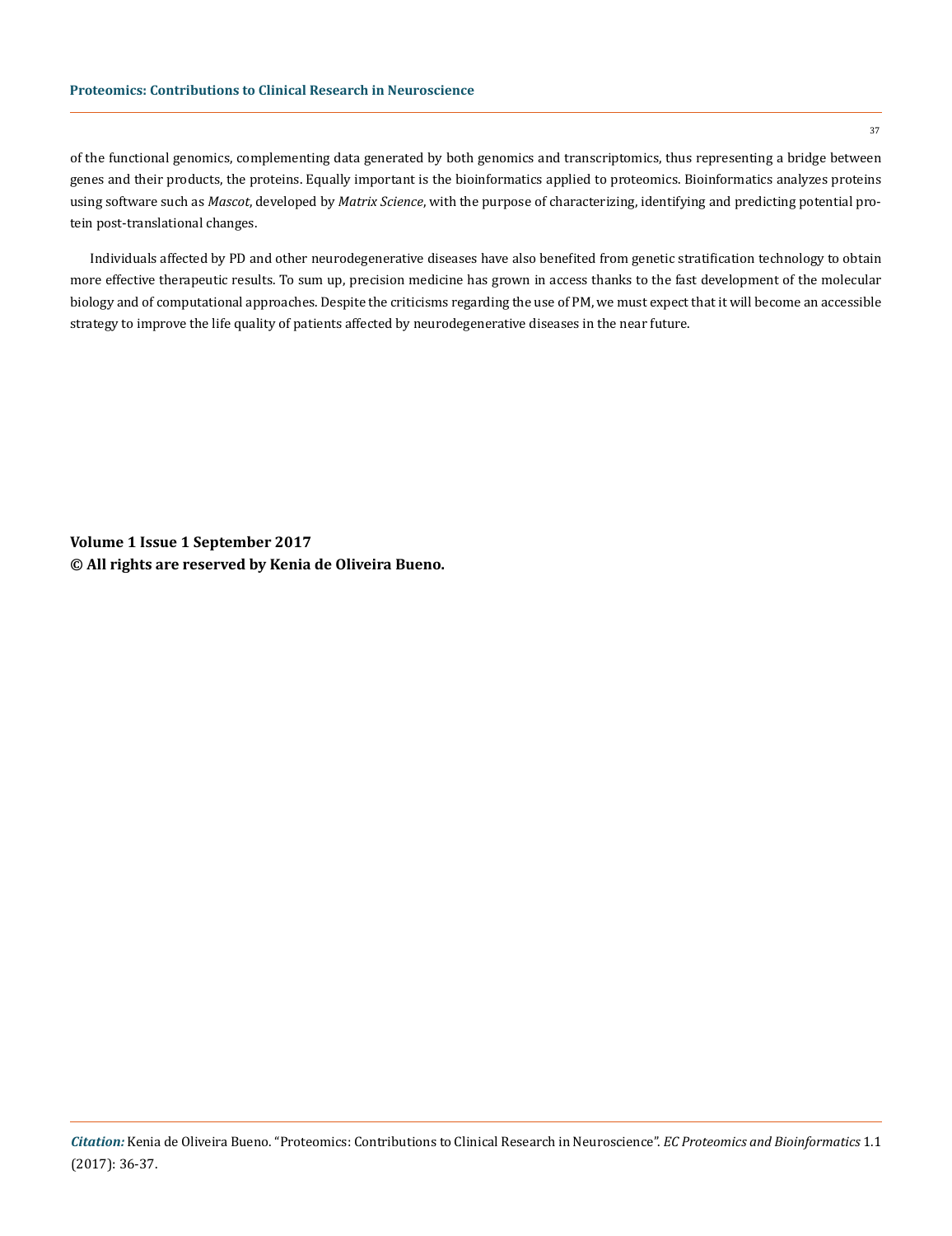of the functional genomics, complementing data generated by both genomics and transcriptomics, thus representing a bridge between genes and their products, the proteins. Equally important is the bioinformatics applied to proteomics. Bioinformatics analyzes proteins using software such as *Mascot*, developed by *Matrix Science*, with the purpose of characterizing, identifying and predicting potential protein post-translational changes.

Individuals affected by PD and other neurodegenerative diseases have also benefited from genetic stratification technology to obtain more effective therapeutic results. To sum up, precision medicine has grown in access thanks to the fast development of the molecular biology and of computational approaches. Despite the criticisms regarding the use of PM, we must expect that it will become an accessible strategy to improve the life quality of patients affected by neurodegenerative diseases in the near future.

**Volume 1 Issue 1 September 2017**
**© All rights are reserved by Kenia de Oliveira Bueno.**